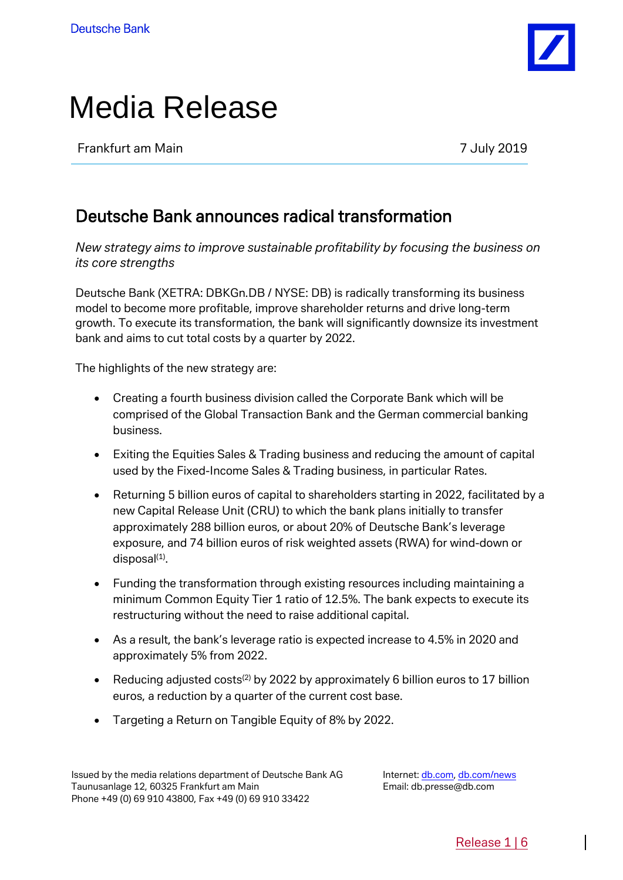Deutsche Bank

# Media Release

Frankfurt am Main 7 July 2019

## Deutsche Bank announces radical transformation

*New strategy aims to improve sustainable profitability by focusing the business on its core strengths*

Deutsche Bank (XETRA: DBKGn.DB / NYSE: DB) is radically transforming its business model to become more profitable, improve shareholder returns and drive long-term growth. To execute its transformation, the bank will significantly downsize its investment bank and aims to cut total costs by a quarter by 2022.

The highlights of the new strategy are:

- Creating a fourth business division called the Corporate Bank which will be comprised of the Global Transaction Bank and the German commercial banking business.
- Exiting the Equities Sales & Trading business and reducing the amount of capital used by the Fixed-Income Sales & Trading business, in particular Rates.
- Returning 5 billion euros of capital to shareholders starting in 2022, facilitated by a new Capital Release Unit (CRU) to which the bank plans initially to transfer approximately 288 billion euros, or about 20% of Deutsche Bank's leverage exposure, and 74 billion euros of risk weighted assets (RWA) for wind-down or disposal[1].
- Funding the transformation through existing resources including maintaining a minimum Common Equity Tier 1 ratio of 12.5%. The bank expects to execute its restructuring without the need to raise additional capital.
- As a result, the bank's leverage ratio is expected increase to 4.5% in 2020 and approximately 5% from 2022.
- Reducing adjusted costs[2] by 2022 by approximately 6 billion euros to 17 billion euros, a reduction by a quarter of the current cost base.
- Targeting a Return on Tangible Equity of 8% by 2022.

Issued by the media relations department of Deutsche Bank AG
Taunusanlage 12, 60325 Frankfurt am Main
Phone +49 (0) 69 910 43800, Fax +49 (0) 69 910 33422

Internet: db.com, db.com/news
Email: db.presse@db.com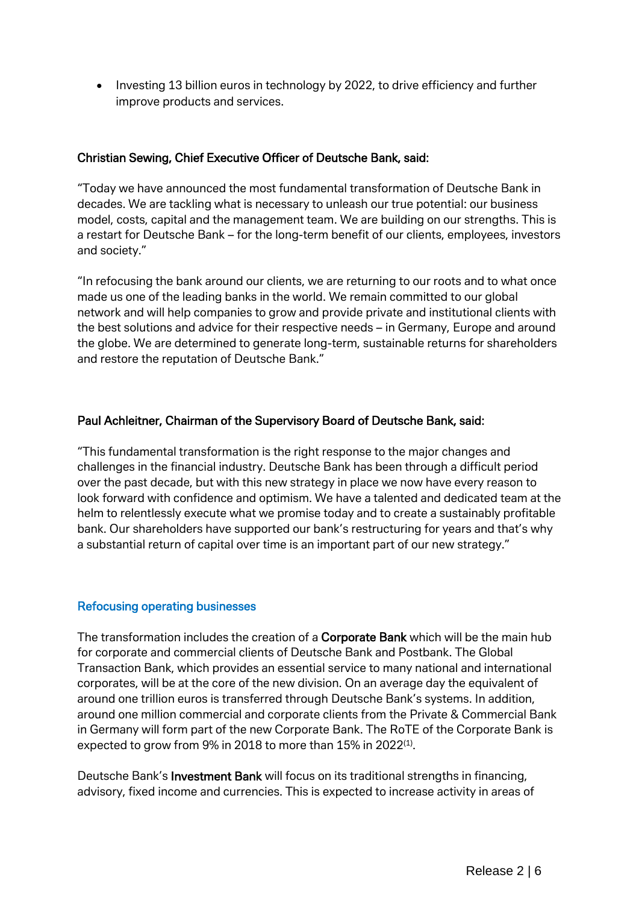- Investing 13 billion euros in technology by 2022, to drive efficiency and further improve products and services.

**Christian Sewing, Chief Executive Officer of Deutsche Bank, said:**

"Today we have announced the most fundamental transformation of Deutsche Bank in decades. We are tackling what is necessary to unleash our true potential: our business model, costs, capital and the management team. We are building on our strengths. This is a restart for Deutsche Bank – for the long-term benefit of our clients, employees, investors and society."

"In refocusing the bank around our clients, we are returning to our roots and to what once made us one of the leading banks in the world. We remain committed to our global network and will help companies to grow and provide private and institutional clients with the best solutions and advice for their respective needs – in Germany, Europe and around the globe. We are determined to generate long-term, sustainable returns for shareholders and restore the reputation of Deutsche Bank."

**Paul Achleitner, Chairman of the Supervisory Board of Deutsche Bank, said:**

"This fundamental transformation is the right response to the major changes and challenges in the financial industry. Deutsche Bank has been through a difficult period over the past decade, but with this new strategy in place we now have every reason to look forward with confidence and optimism. We have a talented and dedicated team at the helm to relentlessly execute what we promise today and to create a sustainably profitable bank. Our shareholders have supported our bank's restructuring for years and that's why a substantial return of capital over time is an important part of our new strategy."

## Refocusing operating businesses

The transformation includes the creation of a **Corporate Bank** which will be the main hub for corporate and commercial clients of Deutsche Bank and Postbank. The Global Transaction Bank, which provides an essential service to many national and international corporates, will be at the core of the new division. On an average day the equivalent of around one trillion euros is transferred through Deutsche Bank's systems. In addition, around one million commercial and corporate clients from the Private & Commercial Bank in Germany will form part of the new Corporate Bank. The RoTE of the Corporate Bank is expected to grow from 9% in 2018 to more than 15% in 2022[1].

Deutsche Bank's **Investment Bank** will focus on its traditional strengths in financing, advisory, fixed income and currencies. This is expected to increase activity in areas of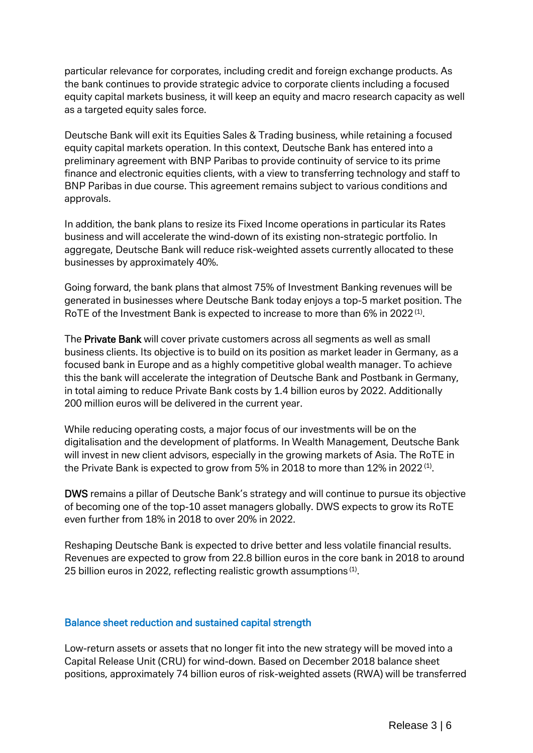particular relevance for corporates, including credit and foreign exchange products. As the bank continues to provide strategic advice to corporate clients including a focused equity capital markets business, it will keep an equity and macro research capacity as well as a targeted equity sales force.

Deutsche Bank will exit its Equities Sales & Trading business, while retaining a focused equity capital markets operation. In this context, Deutsche Bank has entered into a preliminary agreement with BNP Paribas to provide continuity of service to its prime finance and electronic equities clients, with a view to transferring technology and staff to BNP Paribas in due course. This agreement remains subject to various conditions and approvals.

In addition, the bank plans to resize its Fixed Income operations in particular its Rates business and will accelerate the wind-down of its existing non-strategic portfolio. In aggregate, Deutsche Bank will reduce risk-weighted assets currently allocated to these businesses by approximately 40%.

Going forward, the bank plans that almost 75% of Investment Banking revenues will be generated in businesses where Deutsche Bank today enjoys a top-5 market position. The RoTE of the Investment Bank is expected to increase to more than 6% in 2022 (1).

The **Private Bank** will cover private customers across all segments as well as small business clients. Its objective is to build on its position as market leader in Germany, as a focused bank in Europe and as a highly competitive global wealth manager. To achieve this the bank will accelerate the integration of Deutsche Bank and Postbank in Germany, in total aiming to reduce Private Bank costs by 1.4 billion euros by 2022. Additionally 200 million euros will be delivered in the current year.

While reducing operating costs, a major focus of our investments will be on the digitalisation and the development of platforms. In Wealth Management, Deutsche Bank will invest in new client advisors, especially in the growing markets of Asia. The RoTE in the Private Bank is expected to grow from 5% in 2018 to more than 12% in 2022 (1).

**DWS** remains a pillar of Deutsche Bank's strategy and will continue to pursue its objective of becoming one of the top-10 asset managers globally. DWS expects to grow its RoTE even further from 18% in 2018 to over 20% in 2022.

Reshaping Deutsche Bank is expected to drive better and less volatile financial results. Revenues are expected to grow from 22.8 billion euros in the core bank in 2018 to around 25 billion euros in 2022, reflecting realistic growth assumptions (1).

## Balance sheet reduction and sustained capital strength

Low-return assets or assets that no longer fit into the new strategy will be moved into a Capital Release Unit (CRU) for wind-down. Based on December 2018 balance sheet positions, approximately 74 billion euros of risk-weighted assets (RWA) will be transferred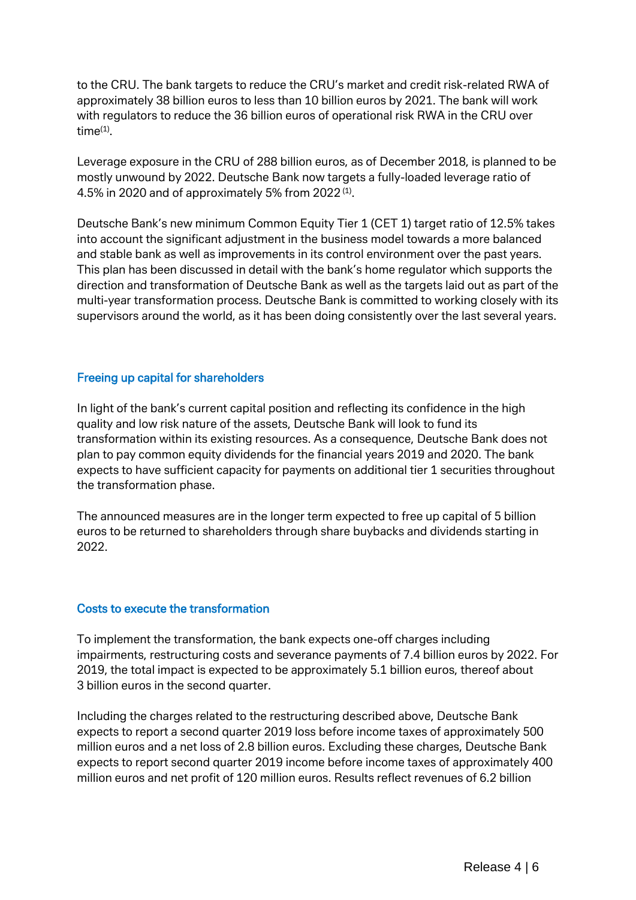to the CRU. The bank targets to reduce the CRU's market and credit risk-related RWA of approximately 38 billion euros to less than 10 billion euros by 2021. The bank will work with regulators to reduce the 36 billion euros of operational risk RWA in the CRU over time[(1)].

Leverage exposure in the CRU of 288 billion euros, as of December 2018, is planned to be mostly unwound by 2022. Deutsche Bank now targets a fully-loaded leverage ratio of 4.5% in 2020 and of approximately 5% from 2022[(1)].

Deutsche Bank's new minimum Common Equity Tier 1 (CET 1) target ratio of 12.5% takes into account the significant adjustment in the business model towards a more balanced and stable bank as well as improvements in its control environment over the past years. This plan has been discussed in detail with the bank's home regulator which supports the direction and transformation of Deutsche Bank as well as the targets laid out as part of the multi-year transformation process. Deutsche Bank is committed to working closely with its supervisors around the world, as it has been doing consistently over the last several years.

## Freeing up capital for shareholders

In light of the bank's current capital position and reflecting its confidence in the high quality and low risk nature of the assets, Deutsche Bank will look to fund its transformation within its existing resources. As a consequence, Deutsche Bank does not plan to pay common equity dividends for the financial years 2019 and 2020. The bank expects to have sufficient capacity for payments on additional tier 1 securities throughout the transformation phase.

The announced measures are in the longer term expected to free up capital of 5 billion euros to be returned to shareholders through share buybacks and dividends starting in 2022.

## Costs to execute the transformation

To implement the transformation, the bank expects one-off charges including impairments, restructuring costs and severance payments of 7.4 billion euros by 2022. For 2019, the total impact is expected to be approximately 5.1 billion euros, thereof about 3 billion euros in the second quarter.

Including the charges related to the restructuring described above, Deutsche Bank expects to report a second quarter 2019 loss before income taxes of approximately 500 million euros and a net loss of 2.8 billion euros. Excluding these charges, Deutsche Bank expects to report second quarter 2019 income before income taxes of approximately 400 million euros and net profit of 120 million euros. Results reflect revenues of 6.2 billion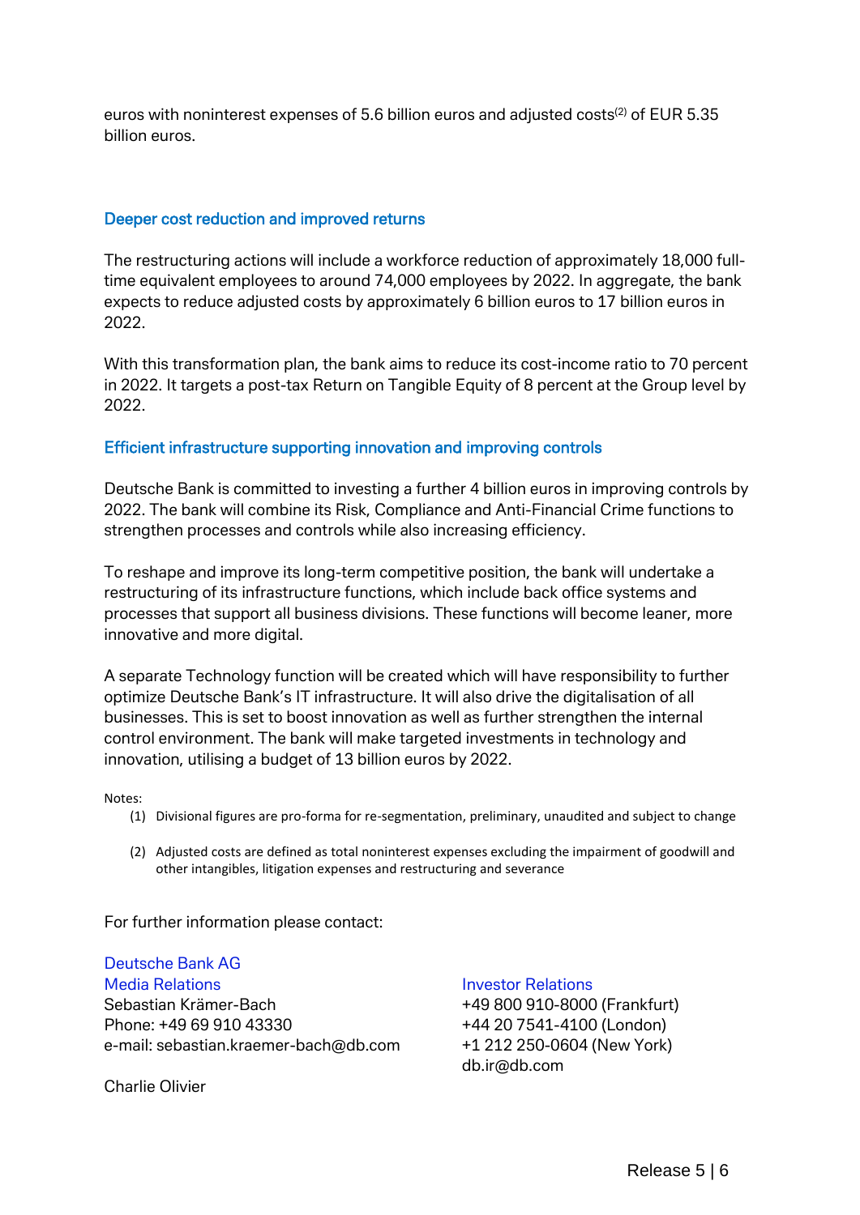euros with noninterest expenses of 5.6 billion euros and adjusted costs[(2)] of EUR 5.35 billion euros.

## Deeper cost reduction and improved returns

The restructuring actions will include a workforce reduction of approximately 18,000 full-time equivalent employees to around 74,000 employees by 2022. In aggregate, the bank expects to reduce adjusted costs by approximately 6 billion euros to 17 billion euros in 2022.

With this transformation plan, the bank aims to reduce its cost-income ratio to 70 percent in 2022. It targets a post-tax Return on Tangible Equity of 8 percent at the Group level by 2022.

## Efficient infrastructure supporting innovation and improving controls

Deutsche Bank is committed to investing a further 4 billion euros in improving controls by 2022. The bank will combine its Risk, Compliance and Anti-Financial Crime functions to strengthen processes and controls while also increasing efficiency.

To reshape and improve its long-term competitive position, the bank will undertake a restructuring of its infrastructure functions, which include back office systems and processes that support all business divisions. These functions will become leaner, more innovative and more digital.

A separate Technology function will be created which will have responsibility to further optimize Deutsche Bank's IT infrastructure. It will also drive the digitalisation of all businesses. This is set to boost innovation as well as further strengthen the internal control environment. The bank will make targeted investments in technology and innovation, utilising a budget of 13 billion euros by 2022.

Notes:

1. Divisional figures are pro-forma for re-segmentation, preliminary, unaudited and subject to change
2. Adjusted costs are defined as total noninterest expenses excluding the impairment of goodwill and other intangibles, litigation expenses and restructuring and severance

For further information please contact:

Deutsche Bank AG
Media Relations
Sebastian Krämer-Bach
Phone: +49 69 910 43330
e-mail: sebastian.kraemer-bach@db.com

Charlie Olivier

Investor Relations
+49 800 910-8000 (Frankfurt)
+44 20 7541-4100 (London)
+1 212 250-0604 (New York)
db.ir@db.com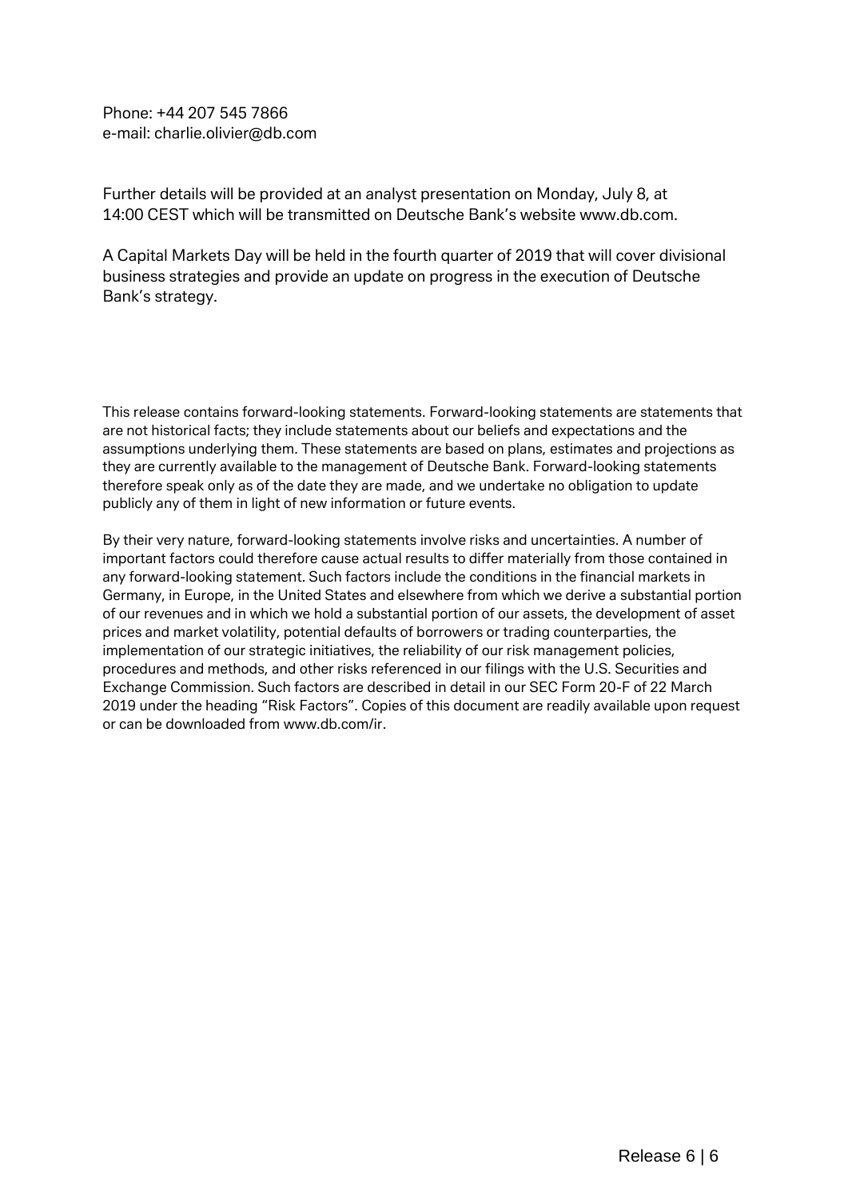Phone: +44 207 545 7866
e-mail: charlie.olivier@db.com

Further details will be provided at an analyst presentation on Monday, July 8, at 14:00 CEST which will be transmitted on Deutsche Bank's website www.db.com.

A Capital Markets Day will be held in the fourth quarter of 2019 that will cover divisional business strategies and provide an update on progress in the execution of Deutsche Bank's strategy.

This release contains forward-looking statements. Forward-looking statements are statements that are not historical facts; they include statements about our beliefs and expectations and the assumptions underlying them. These statements are based on plans, estimates and projections as they are currently available to the management of Deutsche Bank. Forward-looking statements therefore speak only as of the date they are made, and we undertake no obligation to update publicly any of them in light of new information or future events.

By their very nature, forward-looking statements involve risks and uncertainties. A number of important factors could therefore cause actual results to differ materially from those contained in any forward-looking statement. Such factors include the conditions in the financial markets in Germany, in Europe, in the United States and elsewhere from which we derive a substantial portion of our revenues and in which we hold a substantial portion of our assets, the development of asset prices and market volatility, potential defaults of borrowers or trading counterparties, the implementation of our strategic initiatives, the reliability of our risk management policies, procedures and methods, and other risks referenced in our filings with the U.S. Securities and Exchange Commission. Such factors are described in detail in our SEC Form 20-F of 22 March 2019 under the heading "Risk Factors". Copies of this document are readily available upon request or can be downloaded from www.db.com/ir.